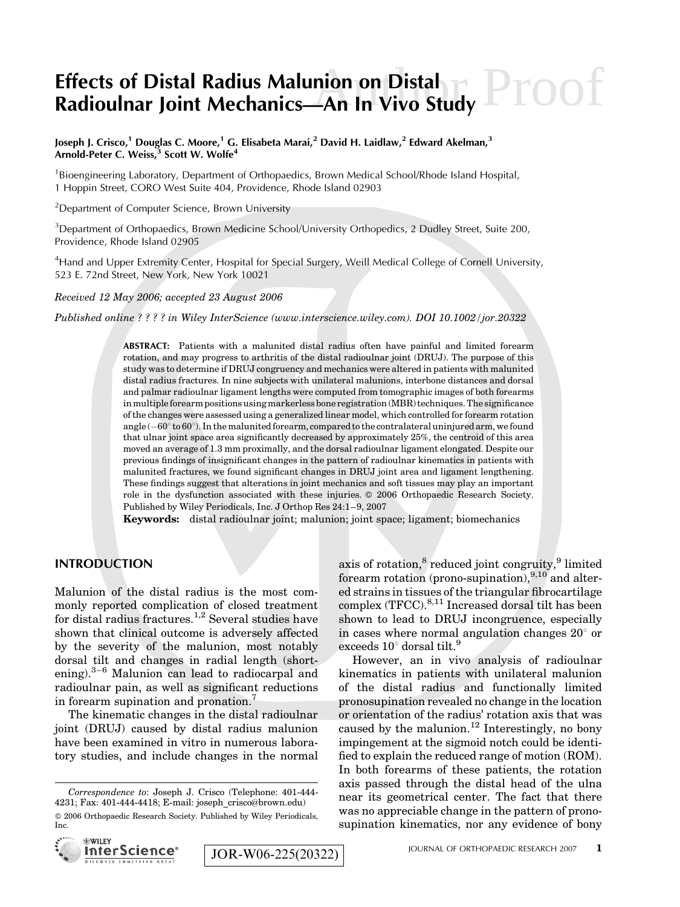# Effects of Distal Radius Malunion on Distal Radioulnar Joint Mechanics—An In Vivo Study

**Joseph J. Crisco,[1] Douglas C. Moore,[1] G. Elisabeta Marai,[2] David H. Laidlaw,[2] Edward Akelman,[3] Arnold-Peter C. Weiss,[3] Scott W. Wolfe[4]**

[1]Bioengineering Laboratory, Department of Orthopaedics, Brown Medical School/Rhode Island Hospital, 1 Hoppin Street, CORO West Suite 404, Providence, Rhode Island 02903

[2]Department of Computer Science, Brown University

[3]Department of Orthopaedics, Brown Medicine School/University Orthopedics, 2 Dudley Street, Suite 200, Providence, Rhode Island 02905

[4]Hand and Upper Extremity Center, Hospital for Special Surgery, Weill Medical College of Cornell University, 523 E. 72nd Street, New York, New York 10021

*Received 12 May 2006; accepted 23 August 2006*

*Published online ? ? ? ? in Wiley InterScience (www.interscience.wiley.com). DOI 10.1002/jor.20322*

**ABSTRACT:** Patients with a malunited distal radius often have painful and limited forearm rotation, and may progress to arthritis of the distal radioulnar joint (DRUJ). The purpose of this study was to determine if DRUJ congruency and mechanics were altered in patients with malunited distal radius fractures. In nine subjects with unilateral malunions, interbone distances and dorsal and palmar radioulnar ligament lengths were computed from tomographic images of both forearms in multiple forearm positions using markerless bone registration (MBR) techniques. The significance of the changes were assessed using a generalized linear model, which controlled for forearm rotation angle ($-60^\circ$ to $60^\circ$). In the malunited forearm, compared to the contralateral uninjured arm, we found that ulnar joint space area significantly decreased by approximately 25%, the centroid of this area moved an average of 1.3 mm proximally, and the dorsal radioulnar ligament elongated. Despite our previous findings of insignificant changes in the pattern of radioulnar kinematics in patients with malunited fractures, we found significant changes in DRUJ joint area and ligament lengthening. These findings suggest that alterations in joint mechanics and soft tissues may play an important role in the dysfunction associated with these injuries. © 2006 Orthopaedic Research Society. Published by Wiley Periodicals, Inc. J Orthop Res 24:1–9, 2007

**Keywords:** distal radioulnar joint; malunion; joint space; ligament; biomechanics

## INTRODUCTION

Malunion of the distal radius is the most commonly reported complication of closed treatment for distal radius fractures.[1,2] Several studies have shown that clinical outcome is adversely affected by the severity of the malunion, most notably dorsal tilt and changes in radial length (shortening).[3–6] Malunion can lead to radiocarpal and radioulnar pain, as well as significant reductions in forearm supination and pronation.[7]

The kinematic changes in the distal radioulnar joint (DRUJ) caused by distal radius malunion have been examined in vitro in numerous laboratory studies, and include changes in the normal axis of rotation,[8] reduced joint congruity,[9] limited forearm rotation (prono-supination),[9,10] and altered strains in tissues of the triangular fibrocartilage complex (TFCC).[8,11] Increased dorsal tilt has been shown to lead to DRUJ incongruence, especially in cases where normal angulation changes $20^\circ$ or exceeds $10^\circ$ dorsal tilt.[9]

However, an in vivo analysis of radioulnar kinematics in patients with unilateral malunion of the distal radius and functionally limited pronosupination revealed no change in the location or orientation of the radius' rotation axis that was caused by the malunion.[12] Interestingly, no bony impingement at the sigmoid notch could be identified to explain the reduced range of motion (ROM). In both forearms of these patients, the rotation axis passed through the distal head of the ulna near its geometrical center. The fact that there was no appreciable change in the pattern of pronosupination kinematics, nor any evidence of bony

*Correspondence to*: Joseph J. Crisco (Telephone: 401-444-4231; Fax: 401-444-4418; E-mail: joseph_crisco@brown.edu)

© 2006 Orthopaedic Research Society. Published by Wiley Periodicals, Inc.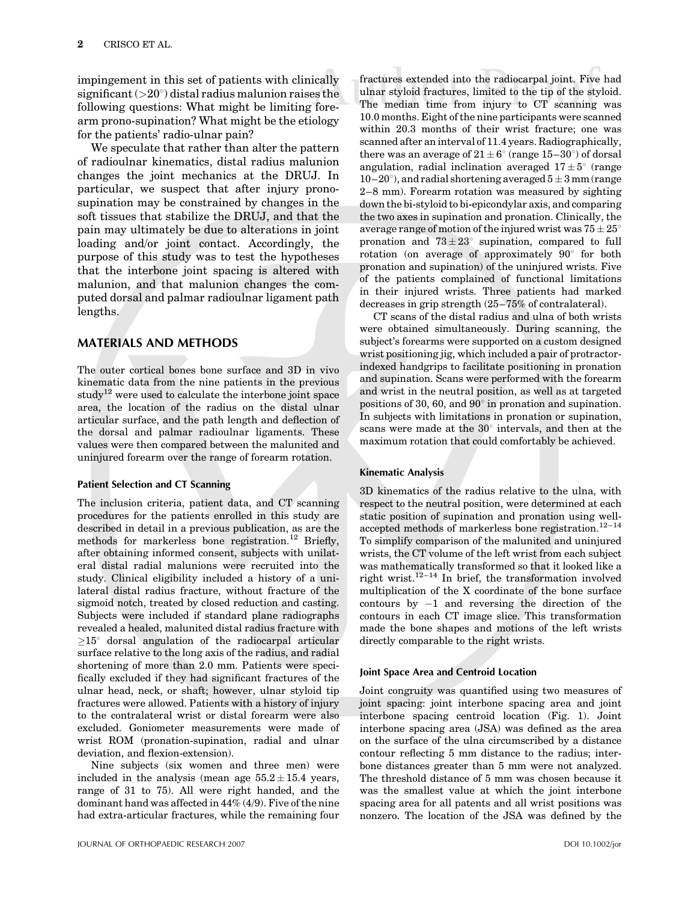impingement in this set of patients with clinically significant (>20°) distal radius malunion raises the following questions: What might be limiting forearm prono-supination? What might be the etiology for the patients' radio-ulnar pain?

We speculate that rather than alter the pattern of radioulnar kinematics, distal radius malunion changes the joint mechanics at the DRUJ. In particular, we suspect that after injury pronosupination may be constrained by changes in the soft tissues that stabilize the DRUJ, and that the pain may ultimately be due to alterations in joint loading and/or joint contact. Accordingly, the purpose of this study was to test the hypotheses that the interbone joint spacing is altered with malunion, and that malunion changes the computed dorsal and palmar radioulnar ligament path lengths.

## MATERIALS AND METHODS

The outer cortical bones bone surface and 3D in vivo kinematic data from the nine patients in the previous study[12] were used to calculate the interbone joint space area, the location of the radius on the distal ulnar articular surface, and the path length and deflection of the dorsal and palmar radioulnar ligaments. These values were then compared between the malunited and uninjured forearm over the range of forearm rotation.

### Patient Selection and CT Scanning

The inclusion criteria, patient data, and CT scanning procedures for the patients enrolled in this study are described in detail in a previous publication, as are the methods for markerless bone registration.[12] Briefly, after obtaining informed consent, subjects with unilateral distal radial malunions were recruited into the study. Clinical eligibility included a history of a unilateral distal radius fracture, without fracture of the sigmoid notch, treated by closed reduction and casting. Subjects were included if standard plane radiographs revealed a healed, malunited distal radius fracture with ≥15° dorsal angulation of the radiocarpal articular surface relative to the long axis of the radius, and radial shortening of more than 2.0 mm. Patients were specifically excluded if they had significant fractures of the ulnar head, neck, or shaft; however, ulnar styloid tip fractures were allowed. Patients with a history of injury to the contralateral wrist or distal forearm were also excluded. Goniometer measurements were made of wrist ROM (pronation-supination, radial and ulnar deviation, and flexion-extension).

Nine subjects (six women and three men) were included in the analysis (mean age $55.2 \pm 15.4$ years, range of 31 to 75). All were right handed, and the dominant hand was affected in 44% (4/9). Five of the nine had extra-articular fractures, while the remaining four fractures extended into the radiocarpal joint. Five had ulnar styloid fractures, limited to the tip of the styloid. The median time from injury to CT scanning was 10.0 months. Eight of the nine participants were scanned within 20.3 months of their wrist fracture; one was scanned after an interval of 11.4 years. Radiographically, there was an average of $21 \pm 6°$ (range 15–30°) of dorsal angulation, radial inclination averaged $17 \pm 5°$ (range 10–20°), and radial shortening averaged $5 \pm 3$ mm (range 2–8 mm). Forearm rotation was measured by sighting down the bi-styloid to bi-epicondylar axis, and comparing the two axes in supination and pronation. Clinically, the average range of motion of the injured wrist was $75 \pm 25°$ pronation and $73 \pm 23°$ supination, compared to full rotation (on average of approximately 90° for both pronation and supination) of the uninjured wrists. Five of the patients complained of functional limitations in their injured wrists. Three patients had marked decreases in grip strength (25–75% of contralateral).

CT scans of the distal radius and ulna of both wrists were obtained simultaneously. During scanning, the subject's forearms were supported on a custom designed wrist positioning jig, which included a pair of protractor-indexed handgrips to facilitate positioning in pronation and supination. Scans were performed with the forearm and wrist in the neutral position, as well as at targeted positions of 30, 60, and 90° in pronation and supination. In subjects with limitations in pronation or supination, scans were made at the 30° intervals, and then at the maximum rotation that could comfortably be achieved.

### Kinematic Analysis

3D kinematics of the radius relative to the ulna, with respect to the neutral position, were determined at each static position of supination and pronation using well-accepted methods of markerless bone registration.[12–14] To simplify comparison of the malunited and uninjured wrists, the CT volume of the left wrist from each subject was mathematically transformed so that it looked like a right wrist.[12–14] In brief, the transformation involved multiplication of the X coordinate of the bone surface contours by $-1$ and reversing the direction of the contours in each CT image slice. This transformation made the bone shapes and motions of the left wrists directly comparable to the right wrists.

### Joint Space Area and Centroid Location

Joint congruity was quantified using two measures of joint spacing: joint interbone spacing area and joint interbone spacing centroid location (Fig. 1). Joint interbone spacing area (JSA) was defined as the area on the surface of the ulna circumscribed by a distance contour reflecting 5 mm distance to the radius; interbone distances greater than 5 mm were not analyzed. The threshold distance of 5 mm was chosen because it was the smallest value at which the joint interbone spacing area for all patents and all wrist positions was nonzero. The location of the JSA was defined by the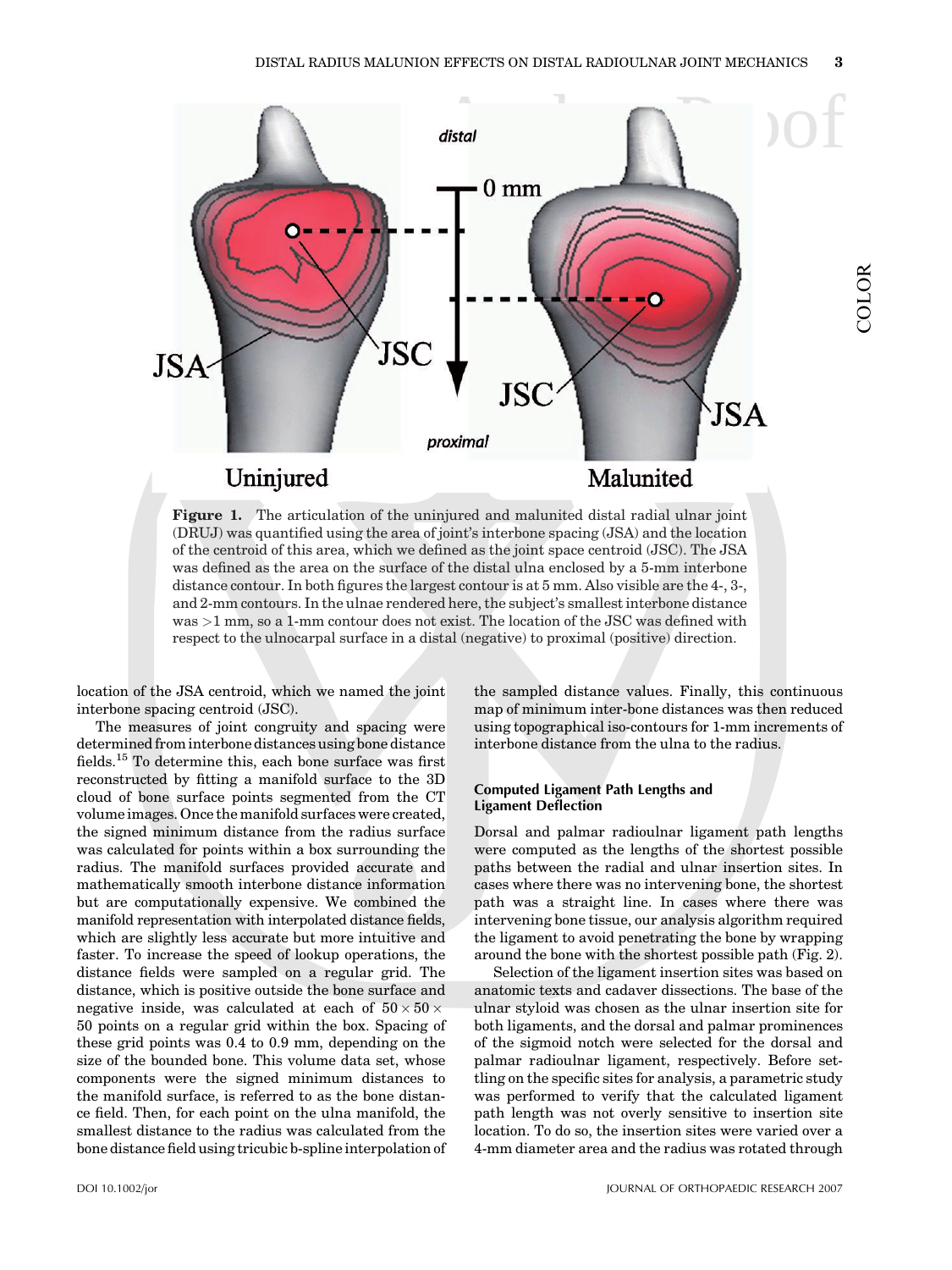Figure 1. The articulation of the uninjured and malunited distal radial ulnar joint (DRUJ) was quantified using the area of joint's interbone spacing (JSA) and the location of the centroid of this area, which we defined as the joint space centroid (JSC). The JSA was defined as the area on the surface of the distal ulna enclosed by a 5-mm interbone distance contour. In both figures the largest contour is at 5 mm. Also visible are the 4-, 3-, and 2-mm contours. In the ulnae rendered here, the subject's smallest interbone distance was >1 mm, so a 1-mm contour does not exist. The location of the JSC was defined with respect to the ulnocarpal surface in a distal (negative) to proximal (positive) direction.

location of the JSA centroid, which we named the joint interbone spacing centroid (JSC).

The measures of joint congruity and spacing were determined from interbone distances using bone distance fields.[15] To determine this, each bone surface was first reconstructed by fitting a manifold surface to the 3D cloud of bone surface points segmented from the CT volume images. Once the manifold surfaces were created, the signed minimum distance from the radius surface was calculated for points within a box surrounding the radius. The manifold surfaces provided accurate and mathematically smooth interbone distance information but are computationally expensive. We combined the manifold representation with interpolated distance fields, which are slightly less accurate but more intuitive and faster. To increase the speed of lookup operations, the distance fields were sampled on a regular grid. The distance, which is positive outside the bone surface and negative inside, was calculated at each of $50 \times 50 \times 50$ points on a regular grid within the box. Spacing of these grid points was 0.4 to 0.9 mm, depending on the size of the bounded bone. This volume data set, whose components were the signed minimum distances to the manifold surface, is referred to as the bone distance field. Then, for each point on the ulna manifold, the smallest distance to the radius was calculated from the bone distance field using tricubic b-spline interpolation of the sampled distance values. Finally, this continuous map of minimum inter-bone distances was then reduced using topographical iso-contours for 1-mm increments of interbone distance from the ulna to the radius.

### Computed Ligament Path Lengths and Ligament Deflection

Dorsal and palmar radioulnar ligament path lengths were computed as the lengths of the shortest possible paths between the radial and ulnar insertion sites. In cases where there was no intervening bone, the shortest path was a straight line. In cases where there was intervening bone tissue, our analysis algorithm required the ligament to avoid penetrating the bone by wrapping around the bone with the shortest possible path (Fig. 2).

Selection of the ligament insertion sites was based on anatomic texts and cadaver dissections. The base of the ulnar styloid was chosen as the ulnar insertion site for both ligaments, and the dorsal and palmar prominences of the sigmoid notch were selected for the dorsal and palmar radioulnar ligament, respectively. Before settling on the specific sites for analysis, a parametric study was performed to verify that the calculated ligament path length was not overly sensitive to insertion site location. To do so, the insertion sites were varied over a 4-mm diameter area and the radius was rotated through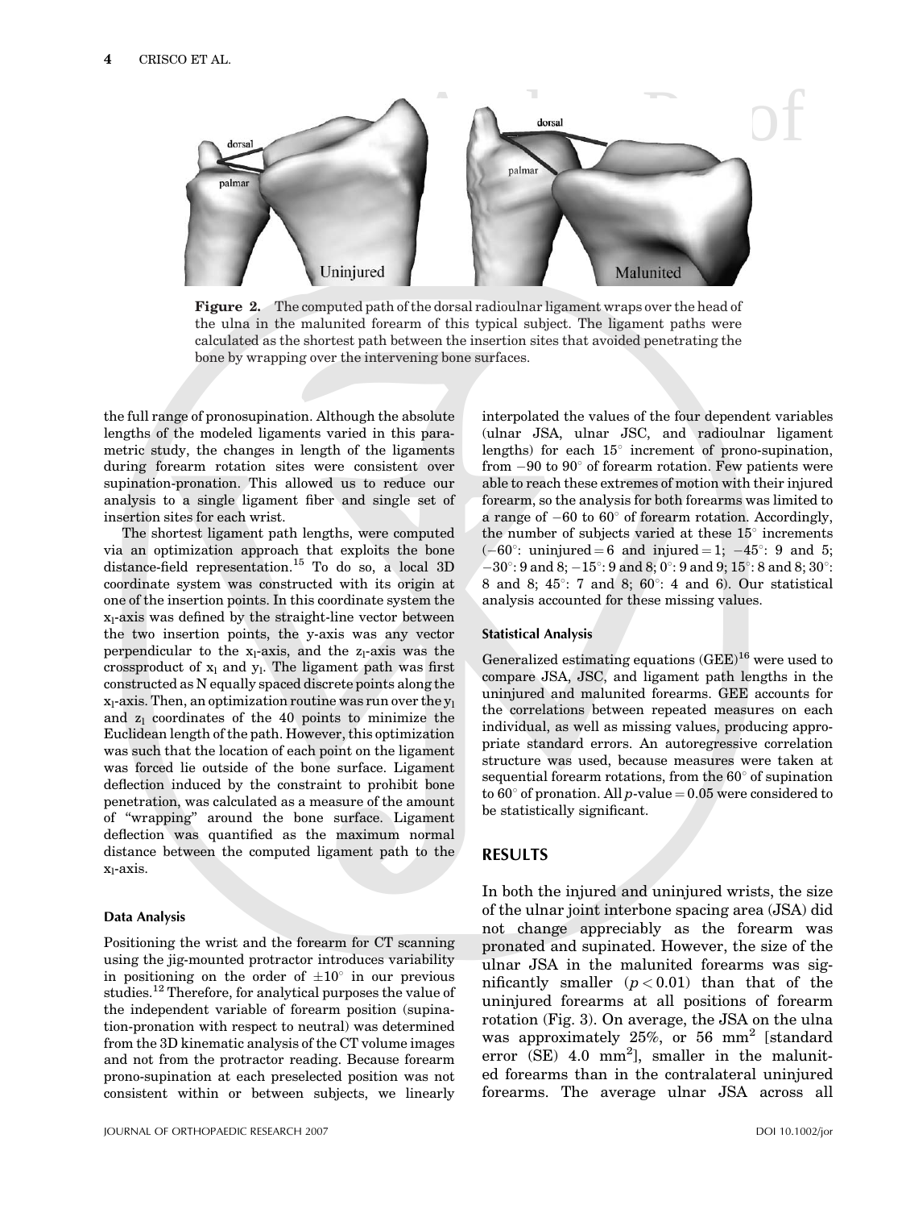**Figure 2.** The computed path of the dorsal radioulnar ligament wraps over the head of the ulna in the malunited forearm of this typical subject. The ligament paths were calculated as the shortest path between the insertion sites that avoided penetrating the bone by wrapping over the intervening bone surfaces.

the full range of pronosupination. Although the absolute lengths of the modeled ligaments varied in this parametric study, the changes in length of the ligaments during forearm rotation sites were consistent over supination-pronation. This allowed us to reduce our analysis to a single ligament fiber and single set of insertion sites for each wrist.

The shortest ligament path lengths, were computed via an optimization approach that exploits the bone distance-field representation.[15] To do so, a local 3D coordinate system was constructed with its origin at one of the insertion points. In this coordinate system the $x_l$-axis was defined by the straight-line vector between the two insertion points, the y-axis was any vector perpendicular to the $x_l$-axis, and the $z_l$-axis was the crossproduct of $x_l$ and $y_l$. The ligament path was first constructed as N equally spaced discrete points along the $x_l$-axis. Then, an optimization routine was run over the $y_l$ and $z_l$ coordinates of the 40 points to minimize the Euclidean length of the path. However, this optimization was such that the location of each point on the ligament was forced lie outside of the bone surface. Ligament deflection induced by the constraint to prohibit bone penetration, was calculated as a measure of the amount of "wrapping" around the bone surface. Ligament deflection was quantified as the maximum normal distance between the computed ligament path to the $x_l$-axis.

#### Data Analysis

Positioning the wrist and the forearm for CT scanning using the jig-mounted protractor introduces variability in positioning on the order of $\pm 10^\circ$ in our previous studies.[12] Therefore, for analytical purposes the value of the independent variable of forearm position (supination-pronation with respect to neutral) was determined from the 3D kinematic analysis of the CT volume images and not from the protractor reading. Because forearm prono-supination at each preselected position was not consistent within or between subjects, we linearly interpolated the values of the four dependent variables (ulnar JSA, ulnar JSC, and radioulnar ligament lengths) for each $15^\circ$ increment of prono-supination, from $-90$ to $90^\circ$ of forearm rotation. Few patients were able to reach these extremes of motion with their injured forearm, so the analysis for both forearms was limited to a range of $-60$ to $60^\circ$ of forearm rotation. Accordingly, the number of subjects varied at these $15^\circ$ increments ($-60^\circ$: uninjured = 6 and injured = 1; $-45^\circ$: 9 and 5; $-30^\circ$: 9 and 8; $-15^\circ$: 9 and 8; $0^\circ$: 9 and 9; $15^\circ$: 8 and 8; $30^\circ$: 8 and 8; $45^\circ$: 7 and 8; $60^\circ$: 4 and 6). Our statistical analysis accounted for these missing values.

#### Statistical Analysis

Generalized estimating equations (GEE)[16] were used to compare JSA, JSC, and ligament path lengths in the uninjured and malunited forearms. GEE accounts for the correlations between repeated measures on each individual, as well as missing values, producing appropriate standard errors. An autoregressive correlation structure was used, because measures were taken at sequential forearm rotations, from the $60^\circ$ of supination to $60^\circ$ of pronation. All $p$-value = 0.05 were considered to be statistically significant.

## RESULTS

In both the injured and uninjured wrists, the size of the ulnar joint interbone spacing area (JSA) did not change appreciably as the forearm was pronated and supinated. However, the size of the ulnar JSA in the malunited forearms was significantly smaller ($p < 0.01$) than that of the uninjured forearms at all positions of forearm rotation (Fig. 3). On average, the JSA on the ulna was approximately 25%, or 56 $mm^2$ [standard error (SE) 4.0 $mm^2$], smaller in the malunited forearms than in the contralateral uninjured forearms. The average ulnar JSA across all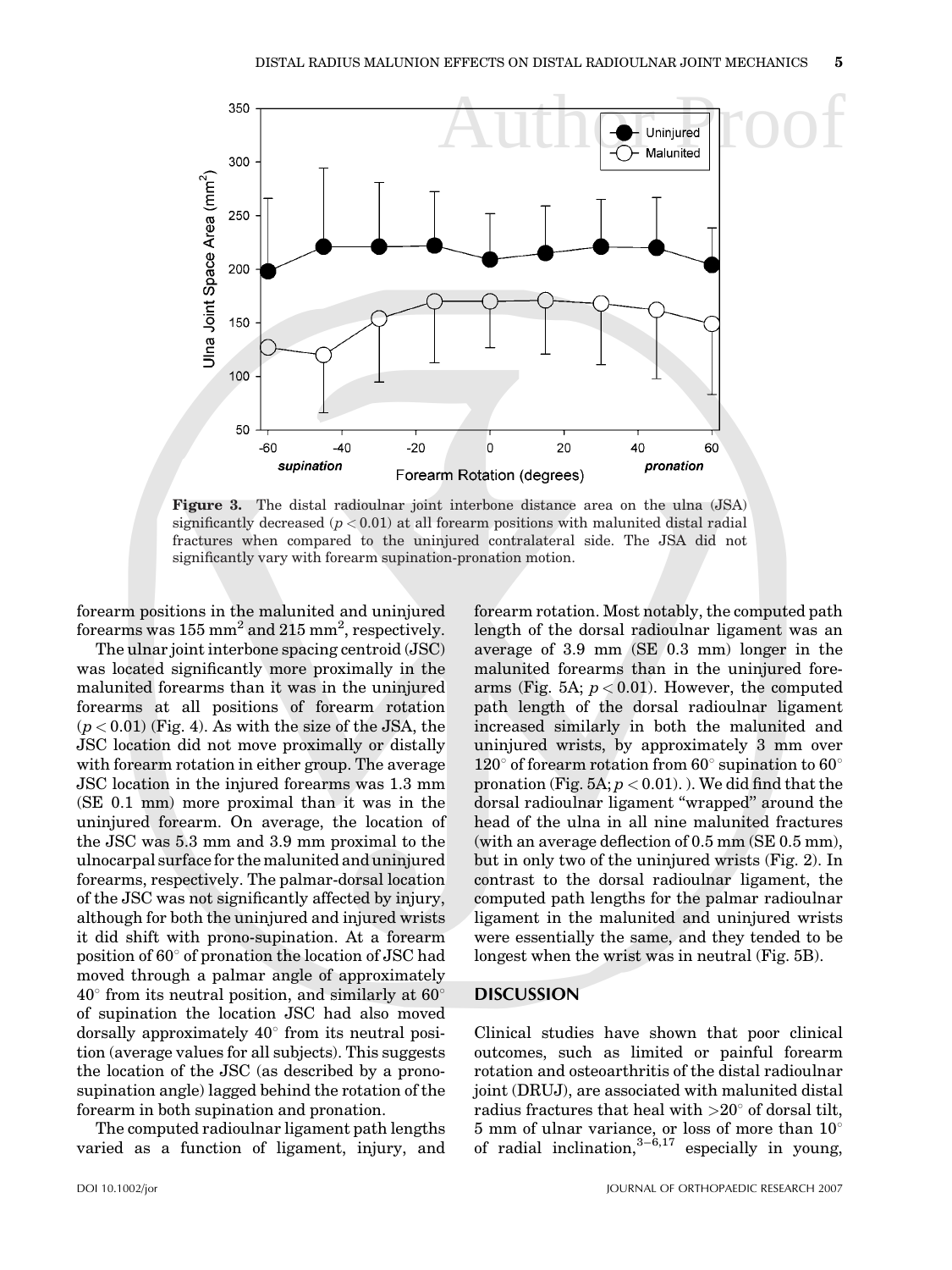**Figure 3.** The distal radioulnar joint interbone distance area on the ulna (JSA) significantly decreased ($p < 0.01$) at all forearm positions with malunited distal radial fractures when compared to the uninjured contralateral side. The JSA did not significantly vary with forearm supination-pronation motion.

forearm positions in the malunited and uninjured forearms was 155 $mm^2$ and 215 $mm^2$, respectively.

The ulnar joint interbone spacing centroid (JSC) was located significantly more proximally in the malunited forearms than it was in the uninjured forearms at all positions of forearm rotation ($p < 0.01$) (Fig. 4). As with the size of the JSA, the JSC location did not move proximally or distally with forearm rotation in either group. The average JSC location in the injured forearms was 1.3 mm (SE 0.1 mm) more proximal than it was in the uninjured forearm. On average, the location of the JSC was 5.3 mm and 3.9 mm proximal to the ulnocarpal surface for the malunited and uninjured forearms, respectively. The palmar-dorsal location of the JSC was not significantly affected by injury, although for both the uninjured and injured wrists it did shift with prono-supination. At a forearm position of 60° of pronation the location of JSC had moved through a palmar angle of approximately 40° from its neutral position, and similarly at 60° of supination the location JSC had also moved dorsally approximately 40° from its neutral position (average values for all subjects). This suggests the location of the JSC (as described by a pronosupination angle) lagged behind the rotation of the forearm in both supination and pronation.

The computed radioulnar ligament path lengths varied as a function of ligament, injury, and forearm rotation. Most notably, the computed path length of the dorsal radioulnar ligament was an average of 3.9 mm (SE 0.3 mm) longer in the malunited forearms than in the uninjured forearms (Fig. 5A; $p < 0.01$). However, the computed path length of the dorsal radioulnar ligament increased similarly in both the malunited and uninjured wrists, by approximately 3 mm over 120° of forearm rotation from 60° supination to 60° pronation (Fig. 5A; $p < 0.01$). ). We did find that the dorsal radioulnar ligament "wrapped" around the head of the ulna in all nine malunited fractures (with an average deflection of 0.5 mm (SE 0.5 mm), but in only two of the uninjured wrists (Fig. 2). In contrast to the dorsal radioulnar ligament, the computed path lengths for the palmar radioulnar ligament in the malunited and uninjured wrists were essentially the same, and they tended to be longest when the wrist was in neutral (Fig. 5B).

## DISCUSSION

Clinical studies have shown that poor clinical outcomes, such as limited or painful forearm rotation and osteoarthritis of the distal radioulnar joint (DRUJ), are associated with malunited distal radius fractures that heal with >20° of dorsal tilt, 5 mm of ulnar variance, or loss of more than 10° of radial inclination,[3–6,17] especially in young,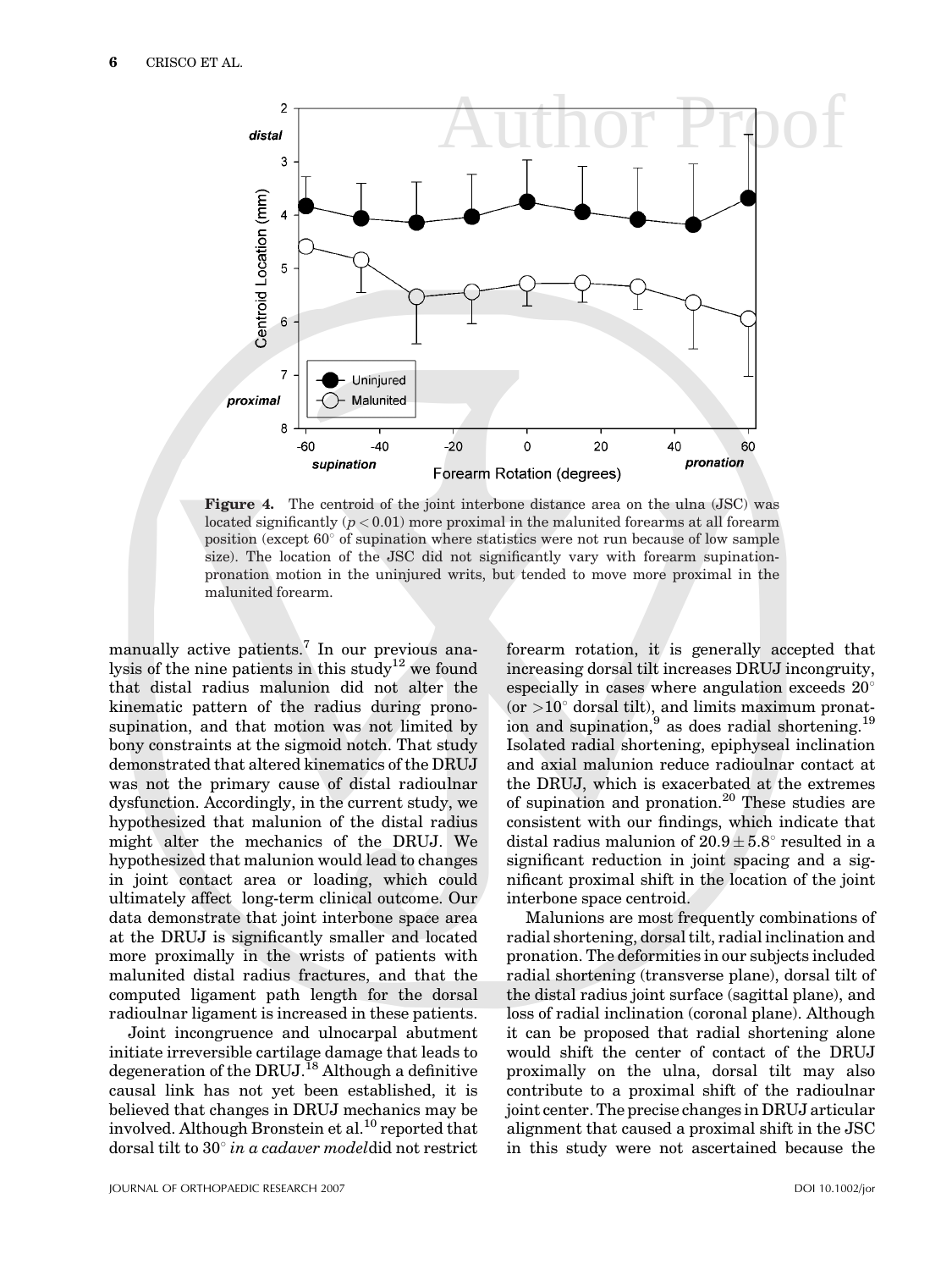**Figure 4.** The centroid of the joint interbone distance area on the ulna (JSC) was located significantly ($p < 0.01$) more proximal in the malunited forearms at all forearm position (except 60° of supination where statistics were not run because of low sample size). The location of the JSC did not significantly vary with forearm supination-pronation motion in the uninjured writs, but tended to move more proximal in the malunited forearm.

manually active patients.[7] In our previous analysis of the nine patients in this study[12] we found that distal radius malunion did not alter the kinematic pattern of the radius during pronosupination, and that motion was not limited by bony constraints at the sigmoid notch. That study demonstrated that altered kinematics of the DRUJ was not the primary cause of distal radioulnar dysfunction. Accordingly, in the current study, we hypothesized that malunion of the distal radius might alter the mechanics of the DRUJ. We hypothesized that malunion would lead to changes in joint contact area or loading, which could ultimately affect long-term clinical outcome. Our data demonstrate that joint interbone space area at the DRUJ is significantly smaller and located more proximally in the wrists of patients with malunited distal radius fractures, and that the computed ligament path length for the dorsal radioulnar ligament is increased in these patients.

Joint incongruence and ulnocarpal abutment initiate irreversible cartilage damage that leads to degeneration of the DRUJ.[18] Although a definitive causal link has not yet been established, it is believed that changes in DRUJ mechanics may be involved. Although Bronstein et al.[10] reported that dorsal tilt to 30° *in a cadaver model*did not restrict forearm rotation, it is generally accepted that increasing dorsal tilt increases DRUJ incongruity, especially in cases where angulation exceeds 20° (or >10° dorsal tilt), and limits maximum pronation and supination,[9] as does radial shortening.[19] Isolated radial shortening, epiphyseal inclination and axial malunion reduce radioulnar contact at the DRUJ, which is exacerbated at the extremes of supination and pronation.[20] These studies are consistent with our findings, which indicate that distal radius malunion of $20.9 \pm 5.8°$ resulted in a significant reduction in joint spacing and a significant proximal shift in the location of the joint interbone space centroid.

Malunions are most frequently combinations of radial shortening, dorsal tilt, radial inclination and pronation. The deformities in our subjects included radial shortening (transverse plane), dorsal tilt of the distal radius joint surface (sagittal plane), and loss of radial inclination (coronal plane). Although it can be proposed that radial shortening alone would shift the center of contact of the DRUJ proximally on the ulna, dorsal tilt may also contribute to a proximal shift of the radioulnar joint center. The precise changes in DRUJ articular alignment that caused a proximal shift in the JSC in this study were not ascertained because the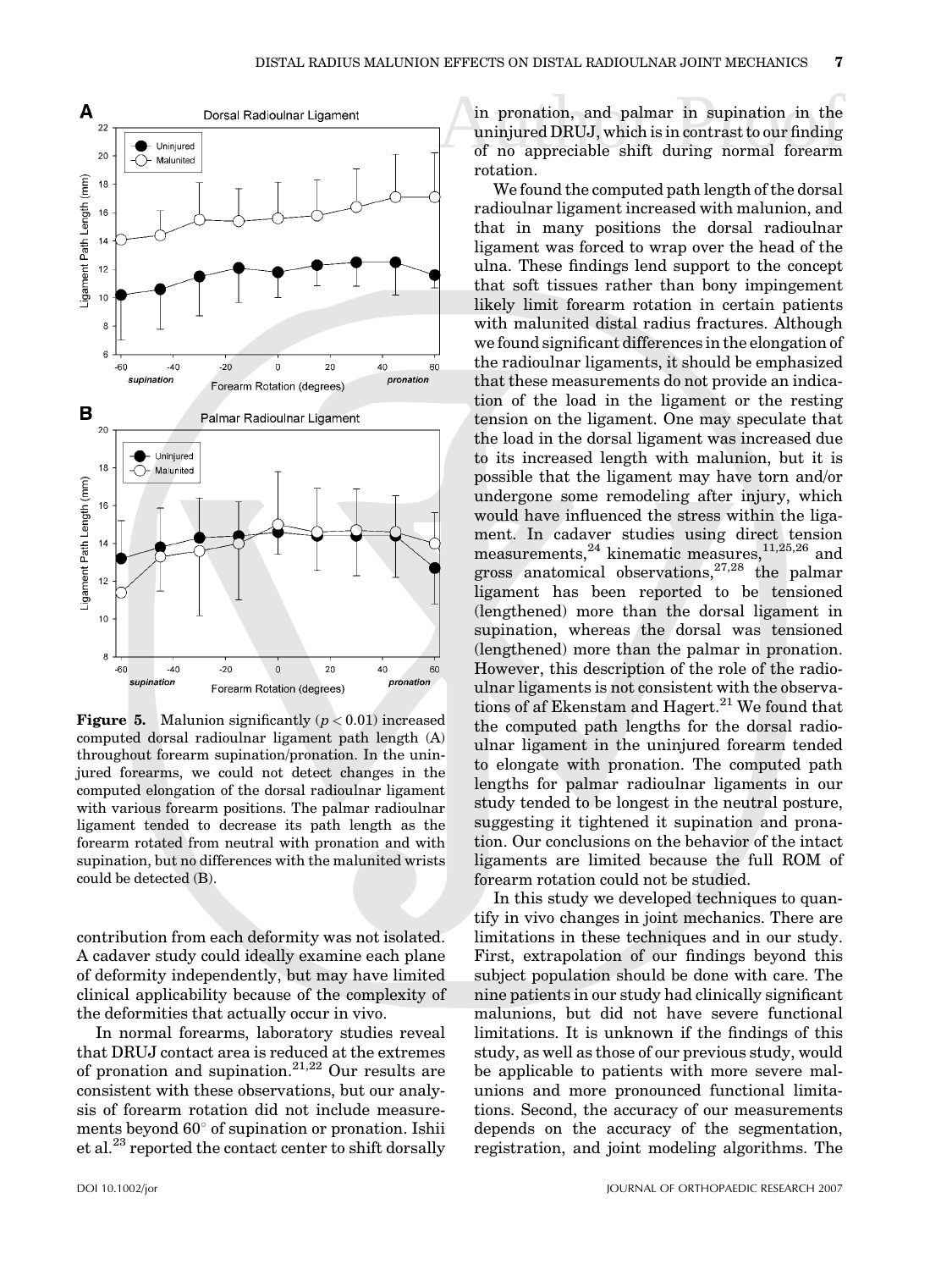**Figure 5.** Malunion significantly ($p < 0.01$) increased computed dorsal radioulnar ligament path length (A) throughout forearm supination/pronation. In the uninjured forearms, we could not detect changes in the computed elongation of the dorsal radioulnar ligament with various forearm positions. The palmar radioulnar ligament tended to decrease its path length as the forearm rotated from neutral with pronation and with supination, but no differences with the malunited wrists could be detected (B).

contribution from each deformity was not isolated. A cadaver study could ideally examine each plane of deformity independently, but may have limited clinical applicability because of the complexity of the deformities that actually occur in vivo.

In normal forearms, laboratory studies reveal that DRUJ contact area is reduced at the extremes of pronation and supination.[21,22] Our results are consistent with these observations, but our analysis of forearm rotation did not include measurements beyond 60° of supination or pronation. Ishii et al.[23] reported the contact center to shift dorsally in pronation, and palmar in supination in the uninjured DRUJ, which is in contrast to our finding of no appreciable shift during normal forearm rotation.

We found the computed path length of the dorsal radioulnar ligament increased with malunion, and that in many positions the dorsal radioulnar ligament was forced to wrap over the head of the ulna. These findings lend support to the concept that soft tissues rather than bony impingement likely limit forearm rotation in certain patients with malunited distal radius fractures. Although we found significant differences in the elongation of the radioulnar ligaments, it should be emphasized that these measurements do not provide an indication of the load in the ligament or the resting tension on the ligament. One may speculate that the load in the dorsal ligament was increased due to its increased length with malunion, but it is possible that the ligament may have torn and/or undergone some remodeling after injury, which would have influenced the stress within the ligament. In cadaver studies using direct tension measurements,[24] kinematic measures,[11,25,26] and gross anatomical observations,[27,28] the palmar ligament has been reported to be tensioned (lengthened) more than the dorsal ligament in supination, whereas the dorsal was tensioned (lengthened) more than the palmar in pronation. However, this description of the role of the radioulnar ligaments is not consistent with the observations of af Ekenstam and Hagert.[21] We found that the computed path lengths for the dorsal radioulnar ligament in the uninjured forearm tended to elongate with pronation. The computed path lengths for palmar radioulnar ligaments in our study tended to be longest in the neutral posture, suggesting it tightened it supination and pronation. Our conclusions on the behavior of the intact ligaments are limited because the full ROM of forearm rotation could not be studied.

In this study we developed techniques to quantify in vivo changes in joint mechanics. There are limitations in these techniques and in our study. First, extrapolation of our findings beyond this subject population should be done with care. The nine patients in our study had clinically significant malunions, but did not have severe functional limitations. It is unknown if the findings of this study, as well as those of our previous study, would be applicable to patients with more severe malunions and more pronounced functional limitations. Second, the accuracy of our measurements depends on the accuracy of the segmentation, registration, and joint modeling algorithms. The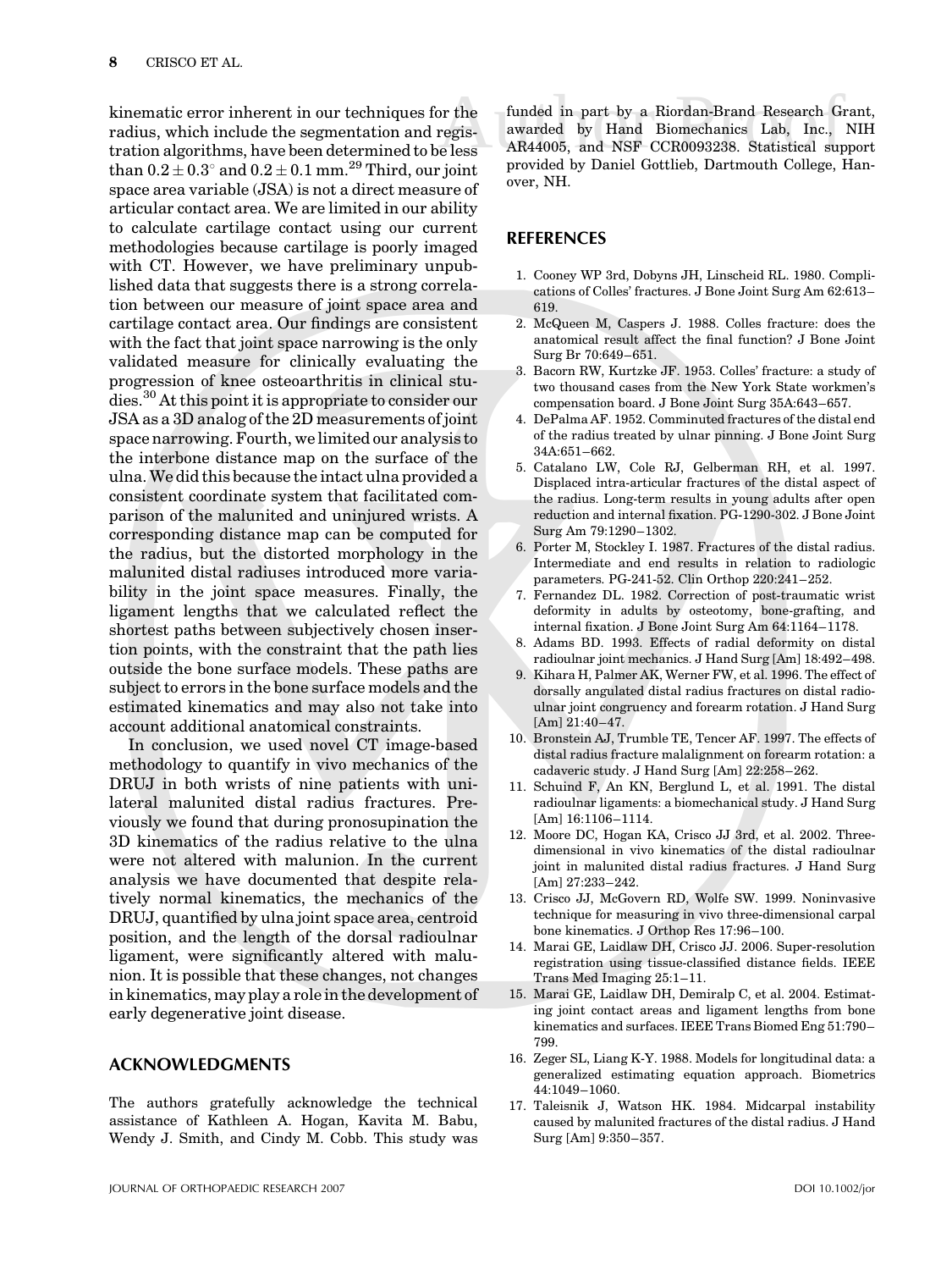kinematic error inherent in our techniques for the radius, which include the segmentation and registration algorithms, have been determined to be less than $0.2 \pm 0.3^{\circ}$ and $0.2 \pm 0.1$ mm.[29] Third, our joint space area variable (JSA) is not a direct measure of articular contact area. We are limited in our ability to calculate cartilage contact using our current methodologies because cartilage is poorly imaged with CT. However, we have preliminary unpublished data that suggests there is a strong correlation between our measure of joint space area and cartilage contact area. Our findings are consistent with the fact that joint space narrowing is the only validated measure for clinically evaluating the progression of knee osteoarthritis in clinical studies.[30] At this point it is appropriate to consider our JSA as a 3D analog of the 2D measurements of joint space narrowing. Fourth, we limited our analysis to the interbone distance map on the surface of the ulna. We did this because the intact ulna provided a consistent coordinate system that facilitated comparison of the malunited and uninjured wrists. A corresponding distance map can be computed for the radius, but the distorted morphology in the malunited distal radiuses introduced more variability in the joint space measures. Finally, the ligament lengths that we calculated reflect the shortest paths between subjectively chosen insertion points, with the constraint that the path lies outside the bone surface models. These paths are subject to errors in the bone surface models and the estimated kinematics and may also not take into account additional anatomical constraints.

In conclusion, we used novel CT image-based methodology to quantify in vivo mechanics of the DRUJ in both wrists of nine patients with unilateral malunited distal radius fractures. Previously we found that during pronosupination the 3D kinematics of the radius relative to the ulna were not altered with malunion. In the current analysis we have documented that despite relatively normal kinematics, the mechanics of the DRUJ, quantified by ulna joint space area, centroid position, and the length of the dorsal radioulnar ligament, were significantly altered with malunion. It is possible that these changes, not changes in kinematics, may play a role in the development of early degenerative joint disease.

## ACKNOWLEDGMENTS

The authors gratefully acknowledge the technical assistance of Kathleen A. Hogan, Kavita M. Babu, Wendy J. Smith, and Cindy M. Cobb. This study was funded in part by a Riordan-Brand Research Grant, awarded by Hand Biomechanics Lab, Inc., NIH AR44005, and NSF CCR0093238. Statistical support provided by Daniel Gottlieb, Dartmouth College, Hanover, NH.

## REFERENCES

1. Cooney WP 3rd, Dobyns JH, Linscheid RL. 1980. Complications of Colles' fractures. J Bone Joint Surg Am 62:613–619.
2. McQueen M, Caspers J. 1988. Colles fracture: does the anatomical result affect the final function? J Bone Joint Surg Br 70:649–651.
3. Bacorn RW, Kurtzke JF. 1953. Colles' fracture: a study of two thousand cases from the New York State workmen's compensation board. J Bone Joint Surg 35A:643–657.
4. DePalma AF. 1952. Comminuted fractures of the distal end of the radius treated by ulnar pinning. J Bone Joint Surg 34A:651–662.
5. Catalano LW, Cole RJ, Gelberman RH, et al. 1997. Displaced intra-articular fractures of the distal aspect of the radius. Long-term results in young adults after open reduction and internal fixation. PG-1290-302. J Bone Joint Surg Am 79:1290–1302.
6. Porter M, Stockley I. 1987. Fractures of the distal radius. Intermediate and end results in relation to radiologic parameters. PG-241-52. Clin Orthop 220:241–252.
7. Fernandez DL. 1982. Correction of post-traumatic wrist deformity in adults by osteotomy, bone-grafting, and internal fixation. J Bone Joint Surg Am 64:1164–1178.
8. Adams BD. 1993. Effects of radial deformity on distal radioulnar joint mechanics. J Hand Surg [Am] 18:492–498.
9. Kihara H, Palmer AK, Werner FW, et al. 1996. The effect of dorsally angulated distal radius fractures on distal radioulnar joint congruency and forearm rotation. J Hand Surg [Am] 21:40–47.
10. Bronstein AJ, Trumble TE, Tencer AF. 1997. The effects of distal radius fracture malalignment on forearm rotation: a cadaveric study. J Hand Surg [Am] 22:258–262.
11. Schuind F, An KN, Berglund L, et al. 1991. The distal radioulnar ligaments: a biomechanical study. J Hand Surg [Am] 16:1106–1114.
12. Moore DC, Hogan KA, Crisco JJ 3rd, et al. 2002. Three-dimensional in vivo kinematics of the distal radioulnar joint in malunited distal radius fractures. J Hand Surg [Am] 27:233–242.
13. Crisco JJ, McGovern RD, Wolfe SW. 1999. Noninvasive technique for measuring in vivo three-dimensional carpal bone kinematics. J Orthop Res 17:96–100.
14. Marai GE, Laidlaw DH, Crisco JJ. 2006. Super-resolution registration using tissue-classified distance fields. IEEE Trans Med Imaging 25:1–11.
15. Marai GE, Laidlaw DH, Demiralp C, et al. 2004. Estimating joint contact areas and ligament lengths from bone kinematics and surfaces. IEEE Trans Biomed Eng 51:790–799.
16. Zeger SL, Liang K-Y. 1988. Models for longitudinal data: a generalized estimating equation approach. Biometrics 44:1049–1060.
17. Taleisnik J, Watson HK. 1984. Midcarpal instability caused by malunited fractures of the distal radius. J Hand Surg [Am] 9:350–357.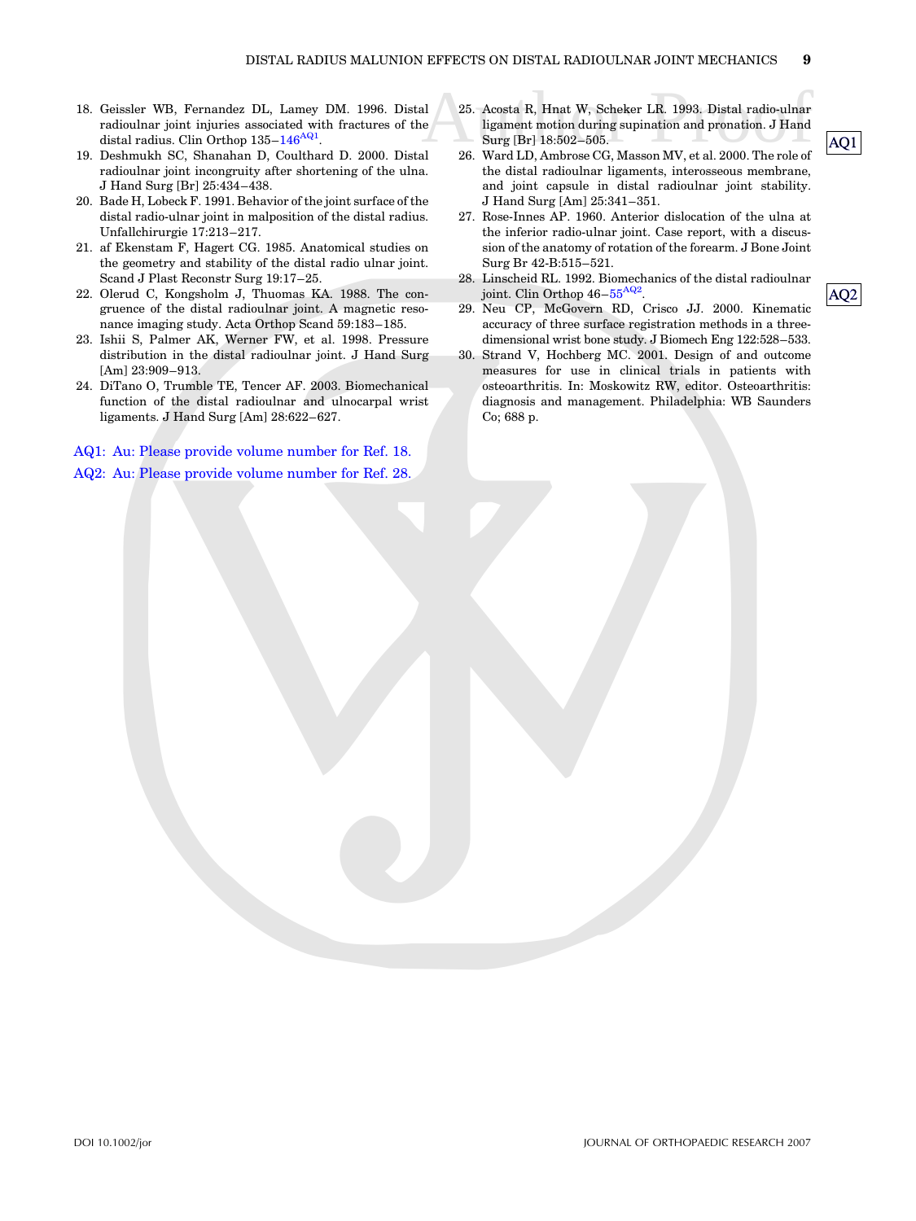18. Geissler WB, Fernandez DL, Lamey DM. 1996. Distal radioulnar joint injuries associated with fractures of the distal radius. Clin Orthop 135–146[AQ1].
19. Deshmukh SC, Shanahan D, Coulthard D. 2000. Distal radioulnar joint incongruity after shortening of the ulna. J Hand Surg [Br] 25:434–438.
20. Bade H, Lobeck F. 1991. Behavior of the joint surface of the distal radio-ulnar joint in malposition of the distal radius. Unfallchirurgie 17:213–217.
21. af Ekenstam F, Hagert CG. 1985. Anatomical studies on the geometry and stability of the distal radio ulnar joint. Scand J Plast Reconstr Surg 19:17–25.
22. Olerud C, Kongsholm J, Thuomas KA. 1988. The congruence of the distal radioulnar joint. A magnetic resonance imaging study. Acta Orthop Scand 59:183–185.
23. Ishii S, Palmer AK, Werner FW, et al. 1998. Pressure distribution in the distal radioulnar joint. J Hand Surg [Am] 23:909–913.
24. DiTano O, Trumble TE, Tencer AF. 2003. Biomechanical function of the distal radioulnar and ulnocarpal wrist ligaments. J Hand Surg [Am] 28:622–627.
25. Acosta R, Hnat W, Scheker LR. 1993. Distal radio-ulnar ligament motion during supination and pronation. J Hand Surg [Br] 18:502–505.
26. Ward LD, Ambrose CG, Masson MV, et al. 2000. The role of the distal radioulnar ligaments, interosseous membrane, and joint capsule in distal radioulnar joint stability. J Hand Surg [Am] 25:341–351.
27. Rose-Innes AP. 1960. Anterior dislocation of the ulna at the inferior radio-ulnar joint. Case report, with a discussion of the anatomy of rotation of the forearm. J Bone Joint Surg Br 42-B:515–521.
28. Linscheid RL. 1992. Biomechanics of the distal radioulnar joint. Clin Orthop 46–55[AQ2].
29. Neu CP, McGovern RD, Crisco JJ. 2000. Kinematic accuracy of three surface registration methods in a three-dimensional wrist bone study. J Biomech Eng 122:528–533.
30. Strand V, Hochberg MC. 2001. Design of and outcome measures for use in clinical trials in patients with osteoarthritis. In: Moskowitz RW, editor. Osteoarthritis: diagnosis and management. Philadelphia: WB Saunders Co; 688 p.

AQ1: Au: Please provide volume number for Ref. 18.

AQ2: Au: Please provide volume number for Ref. 28.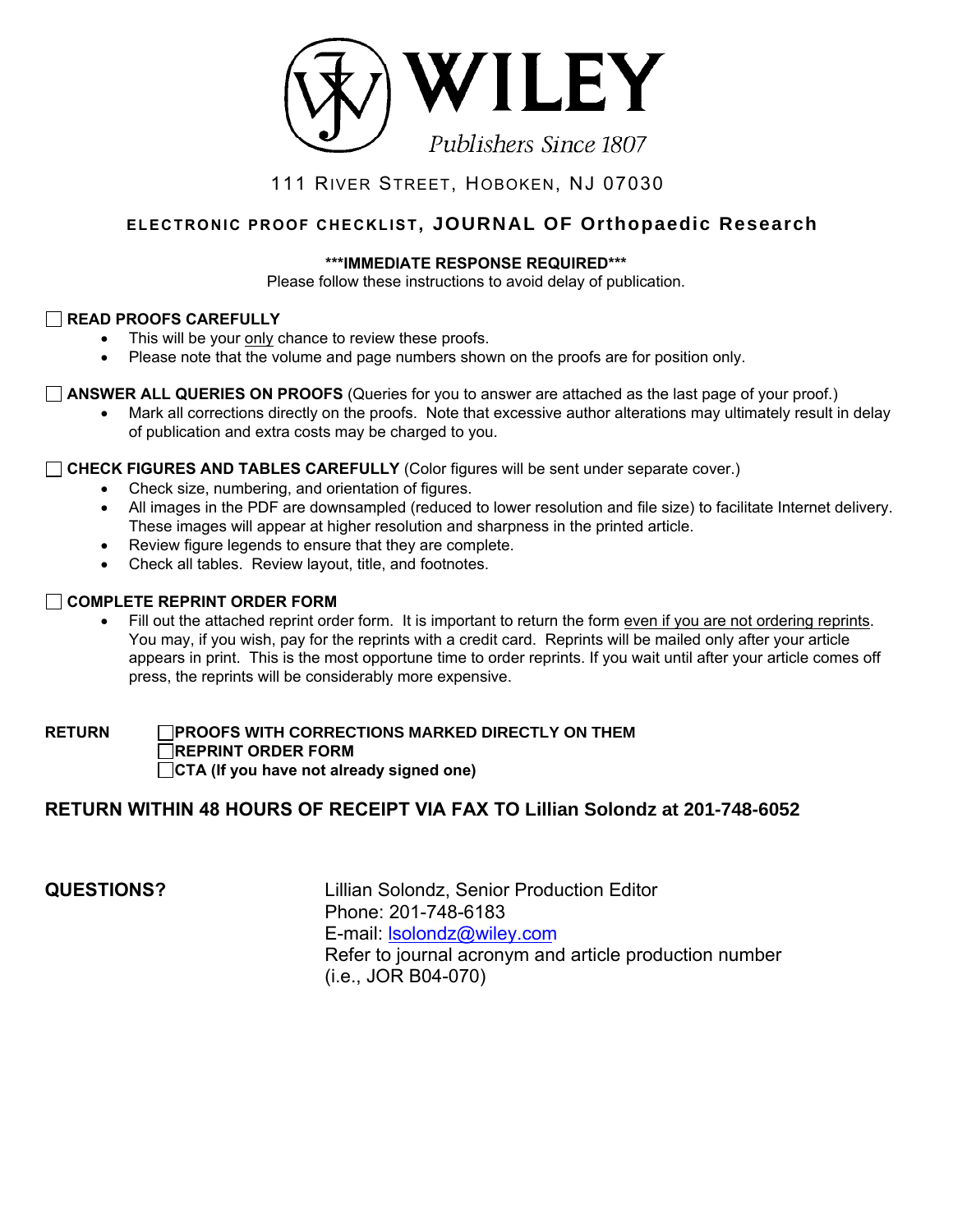# WILEY

*Publishers Since 1807*

111 River Street, Hoboken, NJ 07030

## ELECTRONIC PROOF CHECKLIST, JOURNAL OF Orthopaedic Research

**\*\*\*IMMEDIATE RESPONSE REQUIRED\*\*\***

Please follow these instructions to avoid delay of publication.

☐ **READ PROOFS CAREFULLY**

- This will be your only chance to review these proofs.
- Please note that the volume and page numbers shown on the proofs are for position only.

☐ **ANSWER ALL QUERIES ON PROOFS** (Queries for you to answer are attached as the last page of your proof.)

- Mark all corrections directly on the proofs. Note that excessive author alterations may ultimately result in delay of publication and extra costs may be charged to you.

☐ **CHECK FIGURES AND TABLES CAREFULLY** (Color figures will be sent under separate cover.)

- Check size, numbering, and orientation of figures.
- All images in the PDF are downsampled (reduced to lower resolution and file size) to facilitate Internet delivery. These images will appear at higher resolution and sharpness in the printed article.
- Review figure legends to ensure that they are complete.
- Check all tables. Review layout, title, and footnotes.

☐ **COMPLETE REPRINT ORDER FORM**

- Fill out the attached reprint order form. It is important to return the form even if you are not ordering reprints. You may, if you wish, pay for the reprints with a credit card. Reprints will be mailed only after your article appears in print. This is the most opportune time to order reprints. If you wait until after your article comes off press, the reprints will be considerably more expensive.

**RETURN**

☐ **PROOFS WITH CORRECTIONS MARKED DIRECTLY ON THEM**
☐ **REPRINT ORDER FORM**
☐ **CTA (If you have not already signed one)**

**RETURN WITHIN 48 HOURS OF RECEIPT VIA FAX TO Lillian Solondz at 201-748-6052**

**QUESTIONS?**

Lillian Solondz, Senior Production Editor
Phone: 201-748-6183
E-mail: lsolondz@wiley.com
Refer to journal acronym and article production number
(i.e., JOR B04-070)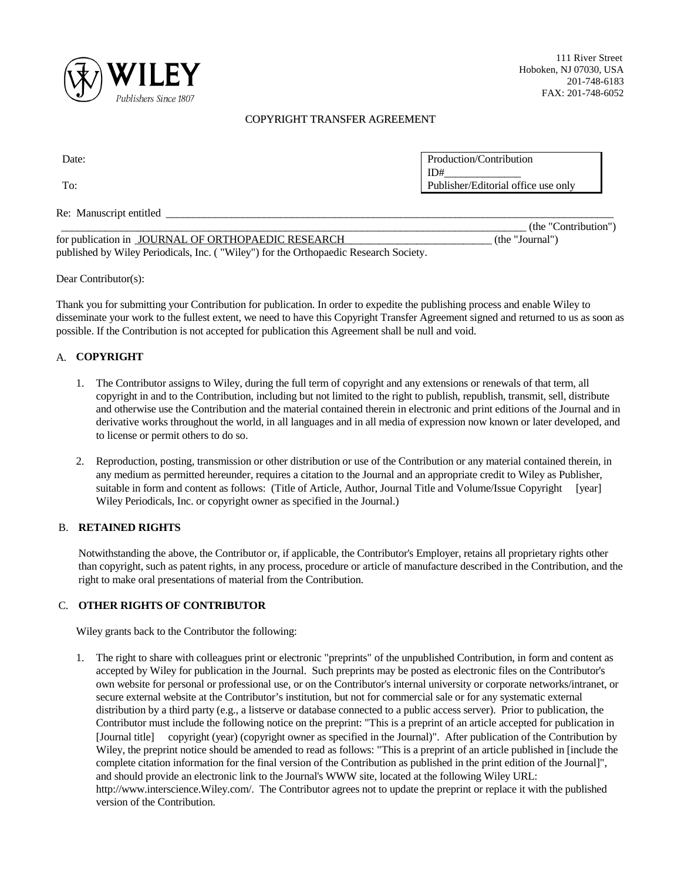WILEY
Publishers Since 1807

111 River Street
Hoboken, NJ 07030, USA
201-748-6183
FAX: 201-748-6052

# COPYRIGHT TRANSFER AGREEMENT

Date:

To:

Production/Contribution ID#______________
Publisher/Editorial office use only

Re: Manuscript entitled ___________________________________________________________________________________
___________________________________________________________________________________ (the "Contribution")
for publication in JOURNAL OF ORTHOPAEDIC RESEARCH___________________________ (the "Journal")
published by Wiley Periodicals, Inc. ( "Wiley") for the Orthopaedic Research Society.

Dear Contributor(s):

Thank you for submitting your Contribution for publication. In order to expedite the publishing process and enable Wiley to disseminate your work to the fullest extent, we need to have this Copyright Transfer Agreement signed and returned to us as soon as possible. If the Contribution is not accepted for publication this Agreement shall be null and void.

## A. COPYRIGHT

1. The Contributor assigns to Wiley, during the full term of copyright and any extensions or renewals of that term, all copyright in and to the Contribution, including but not limited to the right to publish, republish, transmit, sell, distribute and otherwise use the Contribution and the material contained therein in electronic and print editions of the Journal and in derivative works throughout the world, in all languages and in all media of expression now known or later developed, and to license or permit others to do so.

2. Reproduction, posting, transmission or other distribution or use of the Contribution or any material contained therein, in any medium as permitted hereunder, requires a citation to the Journal and an appropriate credit to Wiley as Publisher, suitable in form and content as follows: (Title of Article, Author, Journal Title and Volume/Issue Copyright [year] Wiley Periodicals, Inc. or copyright owner as specified in the Journal.)

## B. RETAINED RIGHTS

Notwithstanding the above, the Contributor or, if applicable, the Contributor's Employer, retains all proprietary rights other than copyright, such as patent rights, in any process, procedure or article of manufacture described in the Contribution, and the right to make oral presentations of material from the Contribution.

## C. OTHER RIGHTS OF CONTRIBUTOR

Wiley grants back to the Contributor the following:

1. The right to share with colleagues print or electronic "preprints" of the unpublished Contribution, in form and content as accepted by Wiley for publication in the Journal. Such preprints may be posted as electronic files on the Contributor's own website for personal or professional use, or on the Contributor's internal university or corporate networks/intranet, or secure external website at the Contributor's institution, but not for commercial sale or for any systematic external distribution by a third party (e.g., a listserve or database connected to a public access server). Prior to publication, the Contributor must include the following notice on the preprint: "This is a preprint of an article accepted for publication in [Journal title] copyright (year) (copyright owner as specified in the Journal)". After publication of the Contribution by Wiley, the preprint notice should be amended to read as follows: "This is a preprint of an article published in [include the complete citation information for the final version of the Contribution as published in the print edition of the Journal]", and should provide an electronic link to the Journal's WWW site, located at the following Wiley URL: http://www.interscience.Wiley.com/. The Contributor agrees not to update the preprint or replace it with the published version of the Contribution.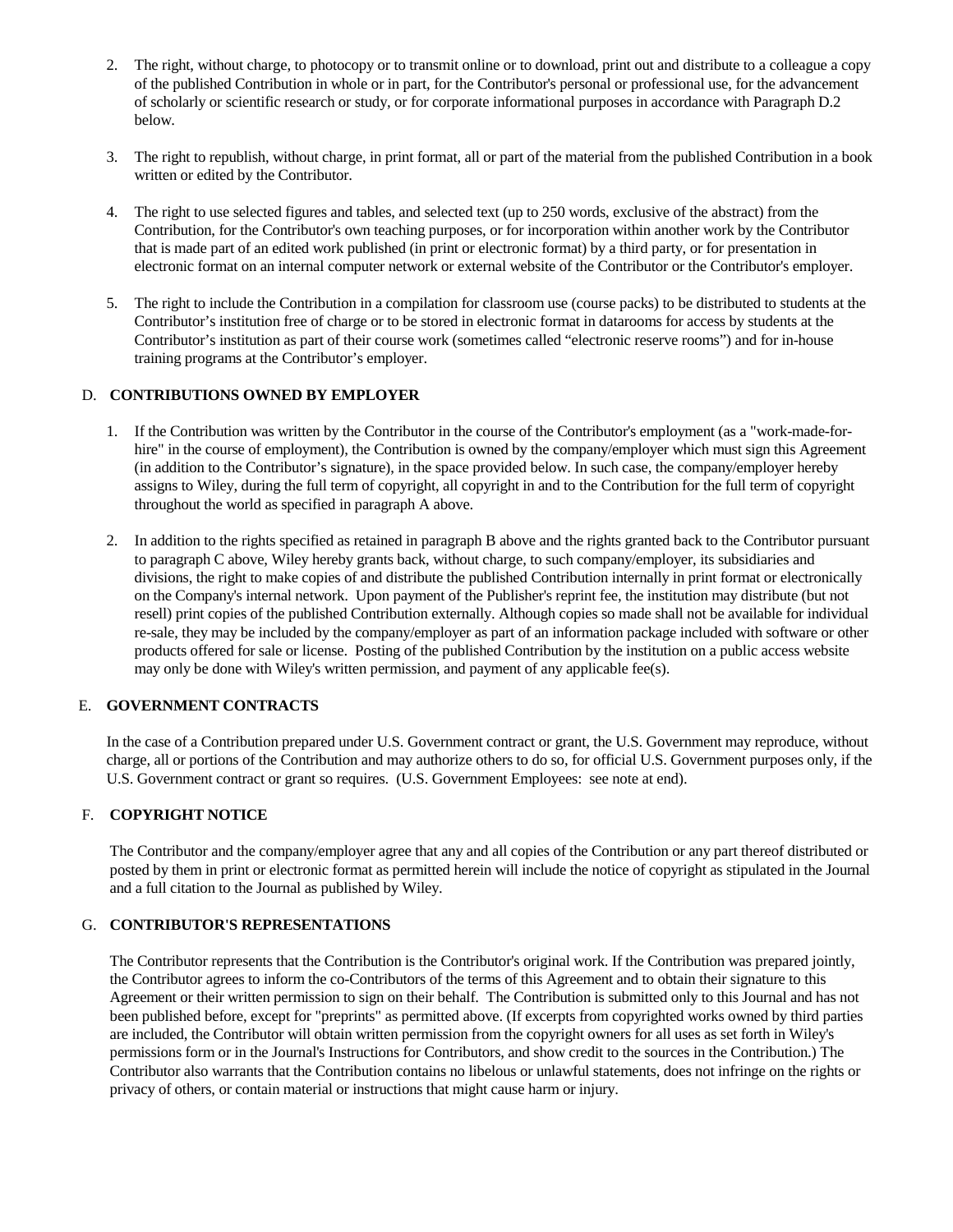2. The right, without charge, to photocopy or to transmit online or to download, print out and distribute to a colleague a copy of the published Contribution in whole or in part, for the Contributor's personal or professional use, for the advancement of scholarly or scientific research or study, or for corporate informational purposes in accordance with Paragraph D.2 below.

3. The right to republish, without charge, in print format, all or part of the material from the published Contribution in a book written or edited by the Contributor.

4. The right to use selected figures and tables, and selected text (up to 250 words, exclusive of the abstract) from the Contribution, for the Contributor's own teaching purposes, or for incorporation within another work by the Contributor that is made part of an edited work published (in print or electronic format) by a third party, or for presentation in electronic format on an internal computer network or external website of the Contributor or the Contributor's employer.

5. The right to include the Contribution in a compilation for classroom use (course packs) to be distributed to students at the Contributor's institution free of charge or to be stored in electronic format in datarooms for access by students at the Contributor's institution as part of their course work (sometimes called "electronic reserve rooms") and for in-house training programs at the Contributor's employer.

D. **CONTRIBUTIONS OWNED BY EMPLOYER**

1. If the Contribution was written by the Contributor in the course of the Contributor's employment (as a "work-made-for-hire" in the course of employment), the Contribution is owned by the company/employer which must sign this Agreement (in addition to the Contributor's signature), in the space provided below. In such case, the company/employer hereby assigns to Wiley, during the full term of copyright, all copyright in and to the Contribution for the full term of copyright throughout the world as specified in paragraph A above.

2. In addition to the rights specified as retained in paragraph B above and the rights granted back to the Contributor pursuant to paragraph C above, Wiley hereby grants back, without charge, to such company/employer, its subsidiaries and divisions, the right to make copies of and distribute the published Contribution internally in print format or electronically on the Company's internal network. Upon payment of the Publisher's reprint fee, the institution may distribute (but not resell) print copies of the published Contribution externally. Although copies so made shall not be available for individual re-sale, they may be included by the company/employer as part of an information package included with software or other products offered for sale or license. Posting of the published Contribution by the institution on a public access website may only be done with Wiley's written permission, and payment of any applicable fee(s).

E. **GOVERNMENT CONTRACTS**

In the case of a Contribution prepared under U.S. Government contract or grant, the U.S. Government may reproduce, without charge, all or portions of the Contribution and may authorize others to do so, for official U.S. Government purposes only, if the U.S. Government contract or grant so requires. (U.S. Government Employees: see note at end).

F. **COPYRIGHT NOTICE**

The Contributor and the company/employer agree that any and all copies of the Contribution or any part thereof distributed or posted by them in print or electronic format as permitted herein will include the notice of copyright as stipulated in the Journal and a full citation to the Journal as published by Wiley.

G. **CONTRIBUTOR'S REPRESENTATIONS**

The Contributor represents that the Contribution is the Contributor's original work. If the Contribution was prepared jointly, the Contributor agrees to inform the co-Contributors of the terms of this Agreement and to obtain their signature to this Agreement or their written permission to sign on their behalf. The Contribution is submitted only to this Journal and has not been published before, except for "preprints" as permitted above. (If excerpts from copyrighted works owned by third parties are included, the Contributor will obtain written permission from the copyright owners for all uses as set forth in Wiley's permissions form or in the Journal's Instructions for Contributors, and show credit to the sources in the Contribution.) The Contributor also warrants that the Contribution contains no libelous or unlawful statements, does not infringe on the rights or privacy of others, or contain material or instructions that might cause harm or injury.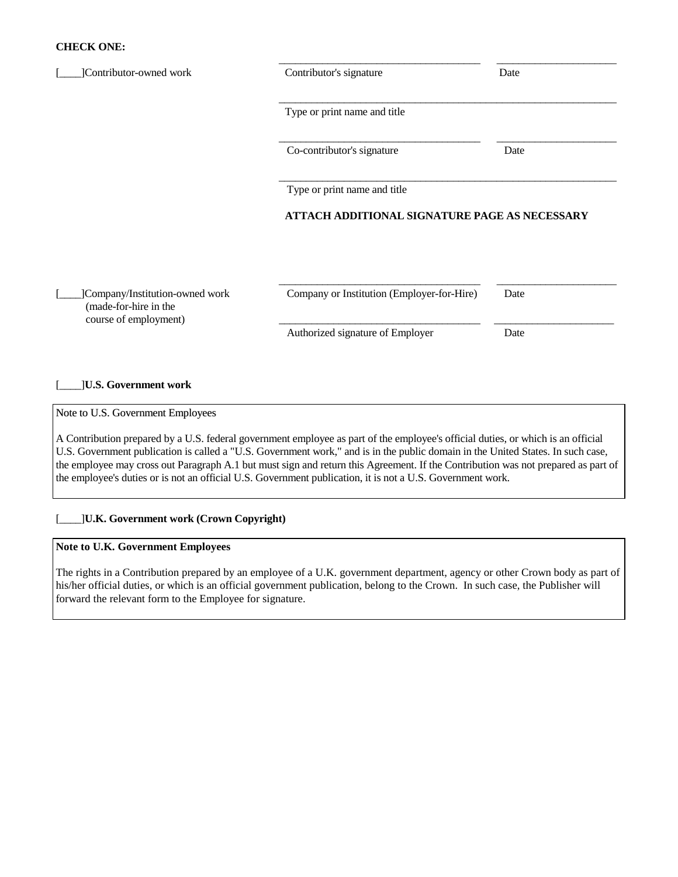**CHECK ONE:**

[____]Contributor-owned work

\_\_\_\_\_\_\_\_\_\_\_\_\_\_\_\_\_\_\_\_\_\_\_\_\_\_\_\_\_\_ \_\_\_\_\_\_\_\_\_\_\_\_\_\_\_\_\_\_
Contributor's signature Date

\_\_\_\_\_\_\_\_\_\_\_\_\_\_\_\_\_\_\_\_\_\_\_\_\_\_\_\_\_\_\_\_\_\_\_\_\_\_\_\_\_\_\_\_\_\_\_\_
Type or print name and title

\_\_\_\_\_\_\_\_\_\_\_\_\_\_\_\_\_\_\_\_\_\_\_\_\_\_\_\_\_\_ \_\_\_\_\_\_\_\_\_\_\_\_\_\_\_\_\_\_
Co-contributor's signature Date

\_\_\_\_\_\_\_\_\_\_\_\_\_\_\_\_\_\_\_\_\_\_\_\_\_\_\_\_\_\_\_\_\_\_\_\_\_\_\_\_\_\_\_\_\_\_\_\_
Type or print name and title

**ATTACH ADDITIONAL SIGNATURE PAGE AS NECESSARY**

[____]Company/Institution-owned work (made-for-hire in the course of employment)

\_\_\_\_\_\_\_\_\_\_\_\_\_\_\_\_\_\_\_\_\_\_\_\_\_\_\_\_\_\_ \_\_\_\_\_\_\_\_\_\_\_\_\_\_\_\_\_\_
Company or Institution (Employer-for-Hire) Date

\_\_\_\_\_\_\_\_\_\_\_\_\_\_\_\_\_\_\_\_\_\_\_\_\_\_\_\_\_\_ \_\_\_\_\_\_\_\_\_\_\_\_\_\_\_\_\_\_
Authorized signature of Employer Date

[____]**U.S. Government work**

Note to U.S. Government Employees

A Contribution prepared by a U.S. federal government employee as part of the employee's official duties, or which is an official U.S. Government publication is called a "U.S. Government work," and is in the public domain in the United States. In such case, the employee may cross out Paragraph A.1 but must sign and return this Agreement. If the Contribution was not prepared as part of the employee's duties or is not an official U.S. Government publication, it is not a U.S. Government work.

[____]**U.K. Government work (Crown Copyright)**

**Note to U.K. Government Employees**

The rights in a Contribution prepared by an employee of a U.K. government department, agency or other Crown body as part of his/her official duties, or which is an official government publication, belong to the Crown. In such case, the Publisher will forward the relevant form to the Employee for signature.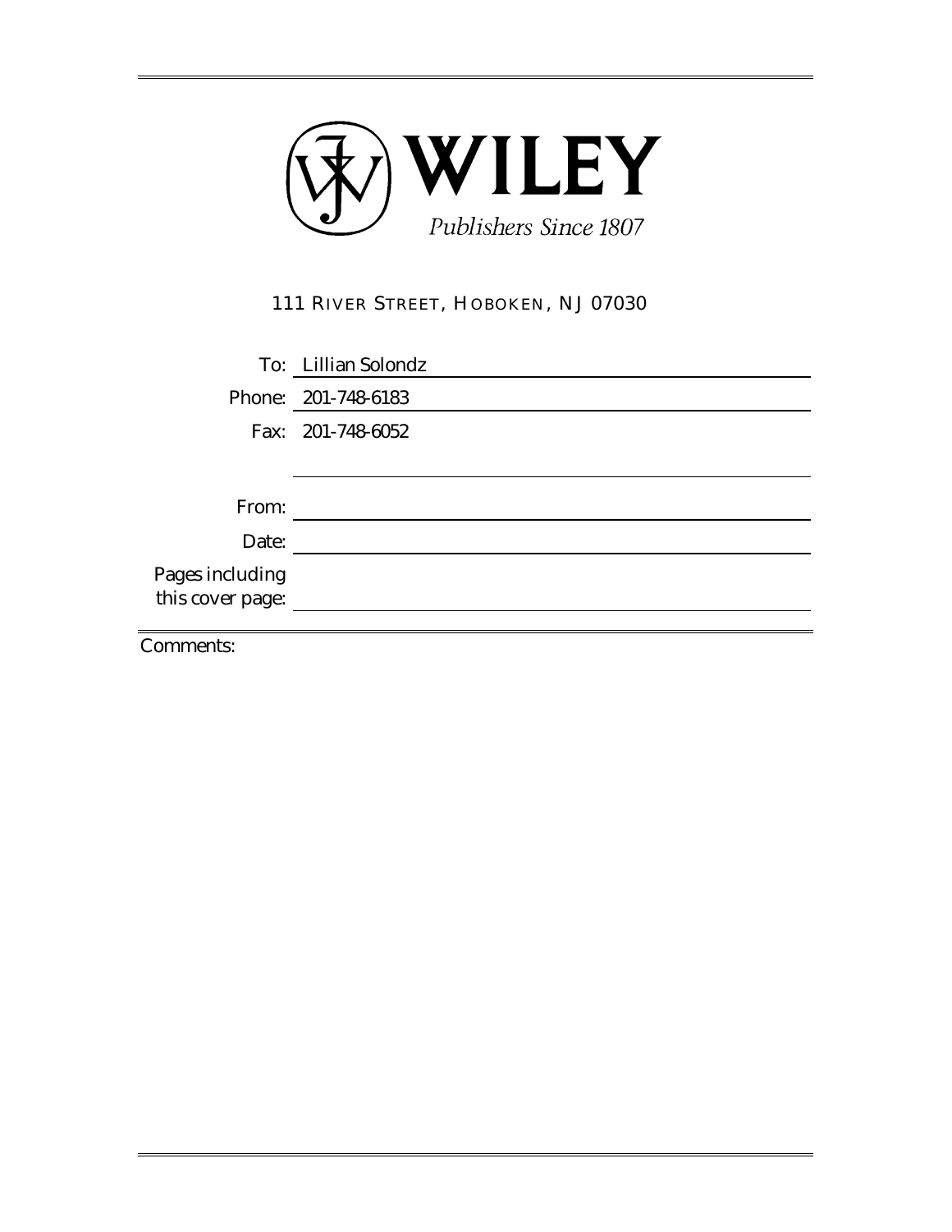# WILEY

*Publishers Since 1807*

111 RIVER STREET, HOBOKEN, NJ 07030

To: Lillian Solondz

Phone: 201-748-6183

Fax: 201-748-6052

From:

Date:

Pages including this cover page:

Comments: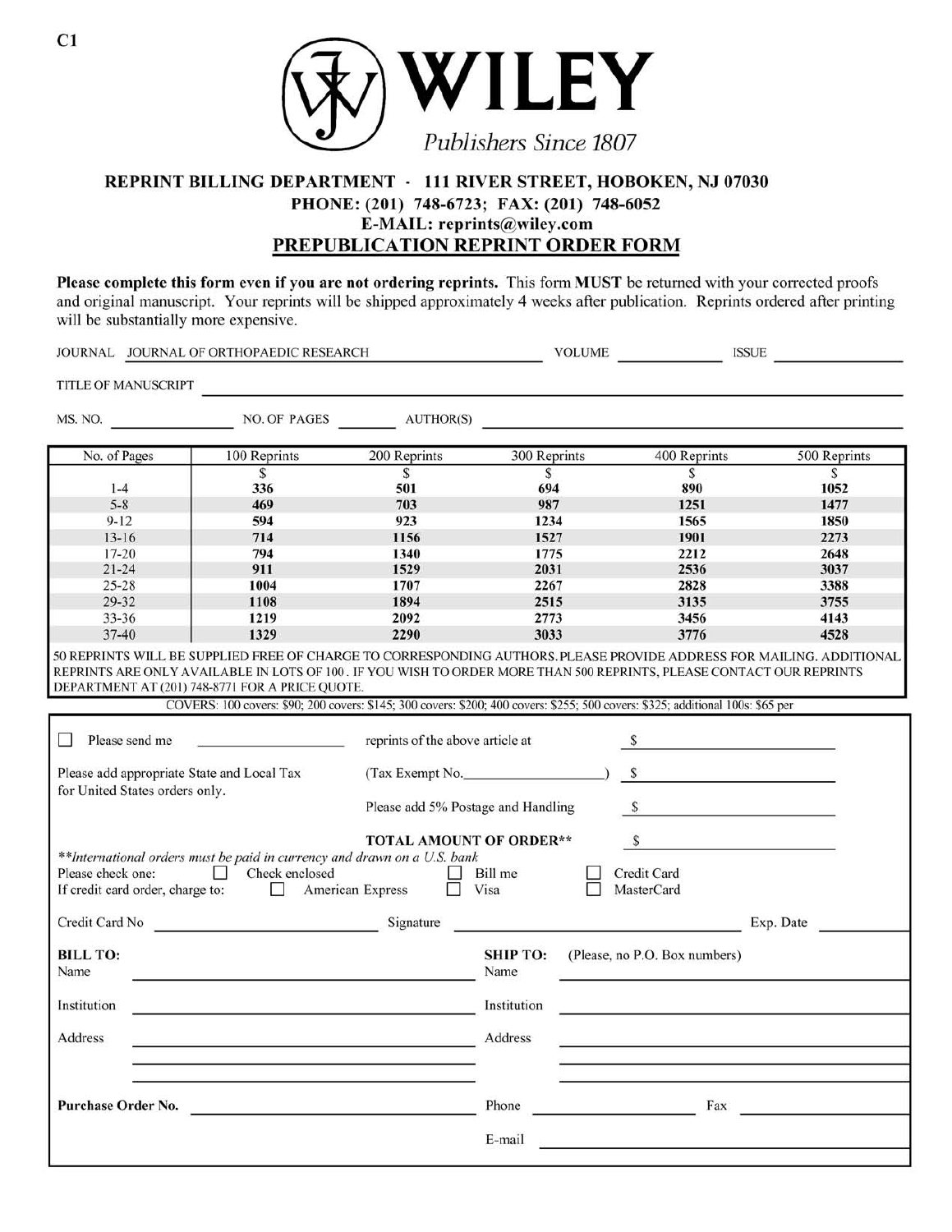C1

# WILEY

*Publishers Since 1807*

**REPRINT BILLING DEPARTMENT · 111 RIVER STREET, HOBOKEN, NJ 07030**

**PHONE: (201) 748-6723; FAX: (201) 748-6052**

**E-MAIL: reprints@wiley.com**

## PREPUBLICATION REPRINT ORDER FORM

**Please complete this form even if you are not ordering reprints.** This form **MUST** be returned with your corrected proofs and original manuscript. Your reprints will be shipped approximately 4 weeks after publication. Reprints ordered after printing will be substantially more expensive.

JOURNAL JOURNAL OF ORTHOPAEDIC RESEARCH VOLUME ____________ ISSUE ____________

TITLE OF MANUSCRIPT ________________________________________________

MS. NO. ____________ NO. OF PAGES ________ AUTHOR(S) ________________________________

| No. of Pages | 100 Reprints | 200 Reprints | 300 Reprints | 400 Reprints | 500 Reprints |
|---|---|---|---|---|---|
| | $ | $ | $ | $ | $ |
| 1-4 | **336** | **501** | **694** | **890** | **1052** |
| 5-8 | **469** | **703** | **987** | **1251** | **1477** |
| 9-12 | **594** | **923** | **1234** | **1565** | **1850** |
| 13-16 | **714** | **1156** | **1527** | **1901** | **2273** |
| 17-20 | **794** | **1340** | **1775** | **2212** | **2648** |
| 21-24 | **911** | **1529** | **2031** | **2536** | **3037** |
| 25-28 | **1004** | **1707** | **2267** | **2828** | **3388** |
| 29-32 | **1108** | **1894** | **2515** | **3135** | **3755** |
| 33-36 | **1219** | **2092** | **2773** | **3456** | **4143** |
| 37-40 | **1329** | **2290** | **3033** | **3776** | **4528** |

50 REPRINTS WILL BE SUPPLIED FREE OF CHARGE TO CORRESPONDING AUTHORS. PLEASE PROVIDE ADDRESS FOR MAILING. ADDITIONAL REPRINTS ARE ONLY AVAILABLE IN LOTS OF 100 . IF YOU WISH TO ORDER MORE THAN 500 REPRINTS, PLEASE CONTACT OUR REPRINTS DEPARTMENT AT (201) 748-8771 FOR A PRICE QUOTE.

COVERS: 100 covers: $90; 200 covers: $145; 300 covers: $200; 400 covers: $255; 500 covers: $325; additional 100s: $65 per

☐ Please send me ____________ reprints of the above article at $ ____________

Please add appropriate State and Local Tax for United States orders only. (Tax Exempt No.____________) $ ____________

Please add 5% Postage and Handling $ ____________

**TOTAL AMOUNT OF ORDER**** $ ____________

***International orders must be paid in currency and drawn on a U.S. bank*

Please check one: ☐ Check enclosed ☐ Bill me ☐ Credit Card

If credit card order, charge to: ☐ American Express ☐ Visa ☐ MasterCard

Credit Card No ____________ Signature ____________ Exp. Date ____________

**BILL TO:**

Name ____________

Institution ____________

Address ____________

**SHIP TO:** (Please, no P.O. Box numbers)

Name ____________

Institution ____________

Address ____________

**Purchase Order No.** ____________

Phone ____________ Fax ____________

E-mail ____________